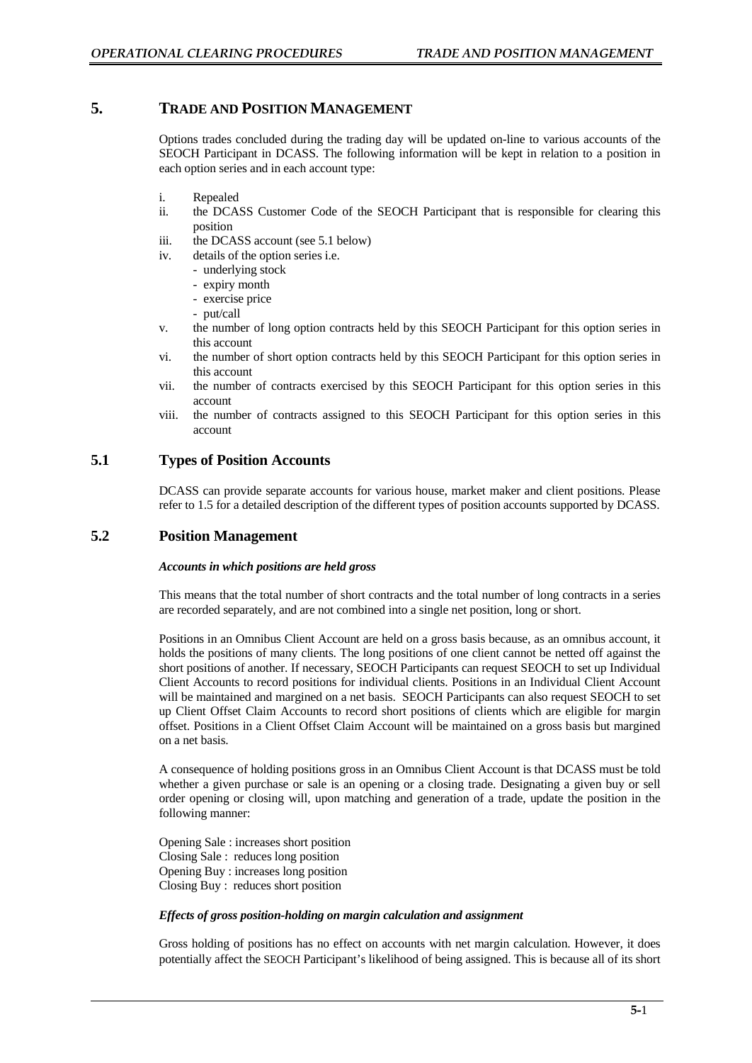# 5. TRADE AND POSITION MANAGEMENT

Options trades concluded during the trading day will be updated on-line to various accounts of the SEOCH Participant in DCASS. The following information will be kept in relation to a position in each option series and in each account type:

i. Repealed
ii. the DCASS Customer Code of the SEOCH Participant that is responsible for clearing this position
iii. the DCASS account (see 5.1 below)
iv. details of the option series i.e.
   - underlying stock
   - expiry month
   - exercise price
   - put/call
v. the number of long option contracts held by this SEOCH Participant for this option series in this account
vi. the number of short option contracts held by this SEOCH Participant for this option series in this account
vii. the number of contracts exercised by this SEOCH Participant for this option series in this account
viii. the number of contracts assigned to this SEOCH Participant for this option series in this account

## 5.1 Types of Position Accounts

DCASS can provide separate accounts for various house, market maker and client positions. Please refer to 1.5 for a detailed description of the different types of position accounts supported by DCASS.

## 5.2 Position Management

***Accounts in which positions are held gross***

This means that the total number of short contracts and the total number of long contracts in a series are recorded separately, and are not combined into a single net position, long or short.

Positions in an Omnibus Client Account are held on a gross basis because, as an omnibus account, it holds the positions of many clients. The long positions of one client cannot be netted off against the short positions of another. If necessary, SEOCH Participants can request SEOCH to set up Individual Client Accounts to record positions for individual clients. Positions in an Individual Client Account will be maintained and margined on a net basis. SEOCH Participants can also request SEOCH to set up Client Offset Claim Accounts to record short positions of clients which are eligible for margin offset. Positions in a Client Offset Claim Account will be maintained on a gross basis but margined on a net basis.

A consequence of holding positions gross in an Omnibus Client Account is that DCASS must be told whether a given purchase or sale is an opening or a closing trade. Designating a given buy or sell order opening or closing will, upon matching and generation of a trade, update the position in the following manner:

Opening Sale : increases short position
Closing Sale : reduces long position
Opening Buy : increases long position
Closing Buy : reduces short position

***Effects of gross position-holding on margin calculation and assignment***

Gross holding of positions has no effect on accounts with net margin calculation. However, it does potentially affect the SEOCH Participant's likelihood of being assigned. This is because all of its short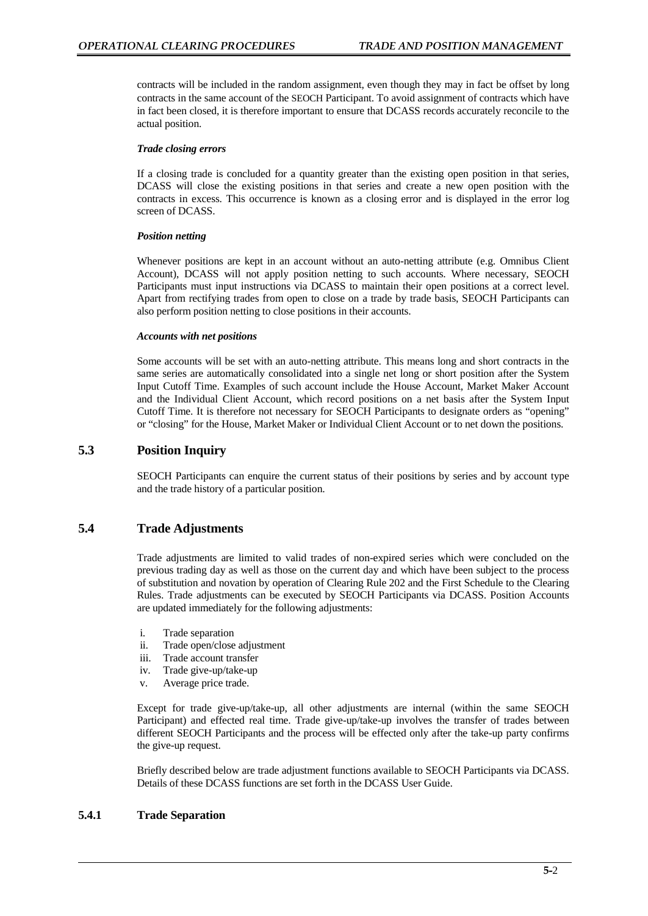contracts will be included in the random assignment, even though they may in fact be offset by long contracts in the same account of the SEOCH Participant. To avoid assignment of contracts which have in fact been closed, it is therefore important to ensure that DCASS records accurately reconcile to the actual position.

***Trade closing errors***

If a closing trade is concluded for a quantity greater than the existing open position in that series, DCASS will close the existing positions in that series and create a new open position with the contracts in excess. This occurrence is known as a closing error and is displayed in the error log screen of DCASS.

***Position netting***

Whenever positions are kept in an account without an auto-netting attribute (e.g. Omnibus Client Account), DCASS will not apply position netting to such accounts. Where necessary, SEOCH Participants must input instructions via DCASS to maintain their open positions at a correct level. Apart from rectifying trades from open to close on a trade by trade basis, SEOCH Participants can also perform position netting to close positions in their accounts.

***Accounts with net positions***

Some accounts will be set with an auto-netting attribute. This means long and short contracts in the same series are automatically consolidated into a single net long or short position after the System Input Cutoff Time. Examples of such account include the House Account, Market Maker Account and the Individual Client Account, which record positions on a net basis after the System Input Cutoff Time. It is therefore not necessary for SEOCH Participants to designate orders as "opening" or "closing" for the House, Market Maker or Individual Client Account or to net down the positions.

## 5.3 Position Inquiry

SEOCH Participants can enquire the current status of their positions by series and by account type and the trade history of a particular position.

## 5.4 Trade Adjustments

Trade adjustments are limited to valid trades of non-expired series which were concluded on the previous trading day as well as those on the current day and which have been subject to the process of substitution and novation by operation of Clearing Rule 202 and the First Schedule to the Clearing Rules. Trade adjustments can be executed by SEOCH Participants via DCASS. Position Accounts are updated immediately for the following adjustments:

i. Trade separation
ii. Trade open/close adjustment
iii. Trade account transfer
iv. Trade give-up/take-up
v. Average price trade.

Except for trade give-up/take-up, all other adjustments are internal (within the same SEOCH Participant) and effected real time. Trade give-up/take-up involves the transfer of trades between different SEOCH Participants and the process will be effected only after the take-up party confirms the give-up request.

Briefly described below are trade adjustment functions available to SEOCH Participants via DCASS. Details of these DCASS functions are set forth in the DCASS User Guide.

### 5.4.1 Trade Separation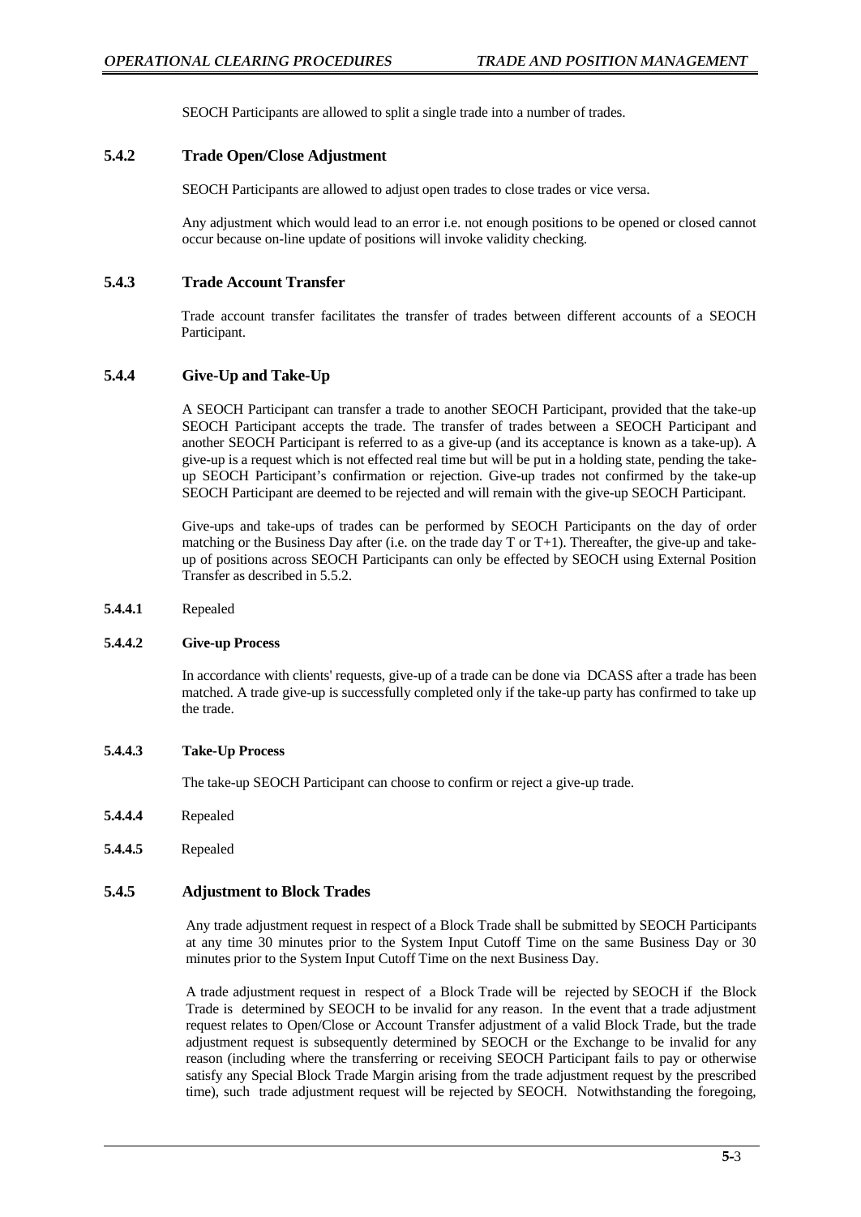SEOCH Participants are allowed to split a single trade into a number of trades.

### 5.4.2 Trade Open/Close Adjustment

SEOCH Participants are allowed to adjust open trades to close trades or vice versa.

Any adjustment which would lead to an error i.e. not enough positions to be opened or closed cannot occur because on-line update of positions will invoke validity checking.

### 5.4.3 Trade Account Transfer

Trade account transfer facilitates the transfer of trades between different accounts of a SEOCH Participant.

### 5.4.4 Give-Up and Take-Up

A SEOCH Participant can transfer a trade to another SEOCH Participant, provided that the take-up SEOCH Participant accepts the trade. The transfer of trades between a SEOCH Participant and another SEOCH Participant is referred to as a give-up (and its acceptance is known as a take-up). A give-up is a request which is not effected real time but will be put in a holding state, pending the take-up SEOCH Participant's confirmation or rejection. Give-up trades not confirmed by the take-up SEOCH Participant are deemed to be rejected and will remain with the give-up SEOCH Participant.

Give-ups and take-ups of trades can be performed by SEOCH Participants on the day of order matching or the Business Day after (i.e. on the trade day T or T+1). Thereafter, the give-up and take-up of positions across SEOCH Participants can only be effected by SEOCH using External Position Transfer as described in 5.5.2.

**5.4.4.1** Repealed

**5.4.4.2 Give-up Process**

In accordance with clients' requests, give-up of a trade can be done via DCASS after a trade has been matched. A trade give-up is successfully completed only if the take-up party has confirmed to take up the trade.

**5.4.4.3 Take-Up Process**

The take-up SEOCH Participant can choose to confirm or reject a give-up trade.

**5.4.4.4** Repealed

**5.4.4.5** Repealed

### 5.4.5 Adjustment to Block Trades

Any trade adjustment request in respect of a Block Trade shall be submitted by SEOCH Participants at any time 30 minutes prior to the System Input Cutoff Time on the same Business Day or 30 minutes prior to the System Input Cutoff Time on the next Business Day.

A trade adjustment request in respect of a Block Trade will be rejected by SEOCH if the Block Trade is determined by SEOCH to be invalid for any reason. In the event that a trade adjustment request relates to Open/Close or Account Transfer adjustment of a valid Block Trade, but the trade adjustment request is subsequently determined by SEOCH or the Exchange to be invalid for any reason (including where the transferring or receiving SEOCH Participant fails to pay or otherwise satisfy any Special Block Trade Margin arising from the trade adjustment request by the prescribed time), such trade adjustment request will be rejected by SEOCH. Notwithstanding the foregoing,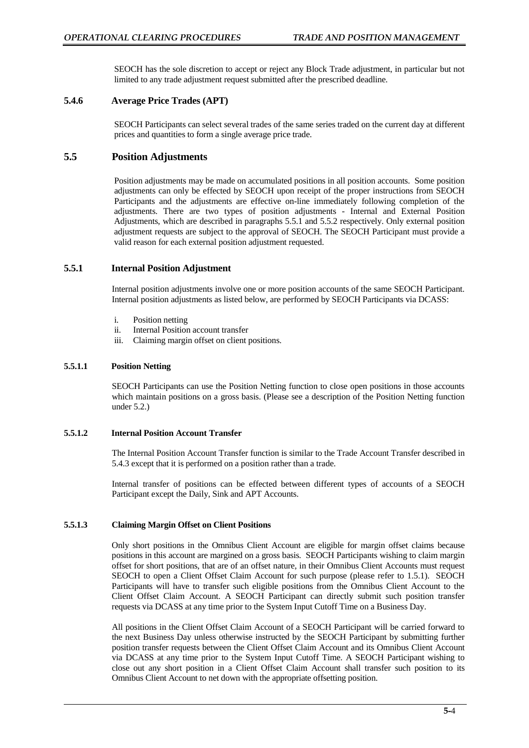SEOCH has the sole discretion to accept or reject any Block Trade adjustment, in particular but not limited to any trade adjustment request submitted after the prescribed deadline.

### 5.4.6 Average Price Trades (APT)

SEOCH Participants can select several trades of the same series traded on the current day at different prices and quantities to form a single average price trade.

## 5.5 Position Adjustments

Position adjustments may be made on accumulated positions in all position accounts. Some position adjustments can only be effected by SEOCH upon receipt of the proper instructions from SEOCH Participants and the adjustments are effective on-line immediately following completion of the adjustments. There are two types of position adjustments - Internal and External Position Adjustments, which are described in paragraphs 5.5.1 and 5.5.2 respectively. Only external position adjustment requests are subject to the approval of SEOCH. The SEOCH Participant must provide a valid reason for each external position adjustment requested.

### 5.5.1 Internal Position Adjustment

Internal position adjustments involve one or more position accounts of the same SEOCH Participant. Internal position adjustments as listed below, are performed by SEOCH Participants via DCASS:

i. Position netting
ii. Internal Position account transfer
iii. Claiming margin offset on client positions.

#### 5.5.1.1 Position Netting

SEOCH Participants can use the Position Netting function to close open positions in those accounts which maintain positions on a gross basis. (Please see a description of the Position Netting function under 5.2.)

#### 5.5.1.2 Internal Position Account Transfer

The Internal Position Account Transfer function is similar to the Trade Account Transfer described in 5.4.3 except that it is performed on a position rather than a trade.

Internal transfer of positions can be effected between different types of accounts of a SEOCH Participant except the Daily, Sink and APT Accounts.

#### 5.5.1.3 Claiming Margin Offset on Client Positions

Only short positions in the Omnibus Client Account are eligible for margin offset claims because positions in this account are margined on a gross basis. SEOCH Participants wishing to claim margin offset for short positions, that are of an offset nature, in their Omnibus Client Accounts must request SEOCH to open a Client Offset Claim Account for such purpose (please refer to 1.5.1). SEOCH Participants will have to transfer such eligible positions from the Omnibus Client Account to the Client Offset Claim Account. A SEOCH Participant can directly submit such position transfer requests via DCASS at any time prior to the System Input Cutoff Time on a Business Day.

All positions in the Client Offset Claim Account of a SEOCH Participant will be carried forward to the next Business Day unless otherwise instructed by the SEOCH Participant by submitting further position transfer requests between the Client Offset Claim Account and its Omnibus Client Account via DCASS at any time prior to the System Input Cutoff Time. A SEOCH Participant wishing to close out any short position in a Client Offset Claim Account shall transfer such position to its Omnibus Client Account to net down with the appropriate offsetting position.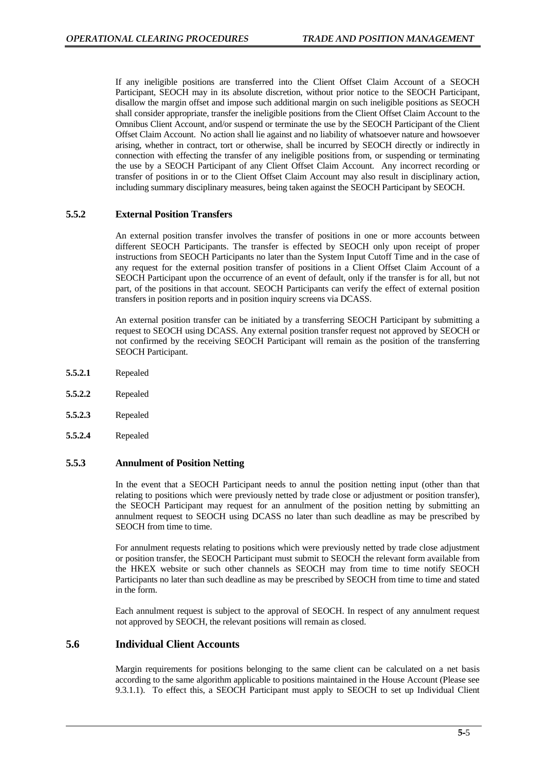If any ineligible positions are transferred into the Client Offset Claim Account of a SEOCH Participant, SEOCH may in its absolute discretion, without prior notice to the SEOCH Participant, disallow the margin offset and impose such additional margin on such ineligible positions as SEOCH shall consider appropriate, transfer the ineligible positions from the Client Offset Claim Account to the Omnibus Client Account, and/or suspend or terminate the use by the SEOCH Participant of the Client Offset Claim Account. No action shall lie against and no liability of whatsoever nature and howsoever arising, whether in contract, tort or otherwise, shall be incurred by SEOCH directly or indirectly in connection with effecting the transfer of any ineligible positions from, or suspending or terminating the use by a SEOCH Participant of any Client Offset Claim Account. Any incorrect recording or transfer of positions in or to the Client Offset Claim Account may also result in disciplinary action, including summary disciplinary measures, being taken against the SEOCH Participant by SEOCH.

### 5.5.2 External Position Transfers

An external position transfer involves the transfer of positions in one or more accounts between different SEOCH Participants. The transfer is effected by SEOCH only upon receipt of proper instructions from SEOCH Participants no later than the System Input Cutoff Time and in the case of any request for the external position transfer of positions in a Client Offset Claim Account of a SEOCH Participant upon the occurrence of an event of default, only if the transfer is for all, but not part, of the positions in that account. SEOCH Participants can verify the effect of external position transfers in position reports and in position inquiry screens via DCASS.

An external position transfer can be initiated by a transferring SEOCH Participant by submitting a request to SEOCH using DCASS. Any external position transfer request not approved by SEOCH or not confirmed by the receiving SEOCH Participant will remain as the position of the transferring SEOCH Participant.

**5.5.2.1** Repealed

**5.5.2.2** Repealed

**5.5.2.3** Repealed

**5.5.2.4** Repealed

### 5.5.3 Annulment of Position Netting

In the event that a SEOCH Participant needs to annul the position netting input (other than that relating to positions which were previously netted by trade close or adjustment or position transfer), the SEOCH Participant may request for an annulment of the position netting by submitting an annulment request to SEOCH using DCASS no later than such deadline as may be prescribed by SEOCH from time to time.

For annulment requests relating to positions which were previously netted by trade close adjustment or position transfer, the SEOCH Participant must submit to SEOCH the relevant form available from the HKEX website or such other channels as SEOCH may from time to time notify SEOCH Participants no later than such deadline as may be prescribed by SEOCH from time to time and stated in the form.

Each annulment request is subject to the approval of SEOCH. In respect of any annulment request not approved by SEOCH, the relevant positions will remain as closed.

## 5.6 Individual Client Accounts

Margin requirements for positions belonging to the same client can be calculated on a net basis according to the same algorithm applicable to positions maintained in the House Account (Please see 9.3.1.1). To effect this, a SEOCH Participant must apply to SEOCH to set up Individual Client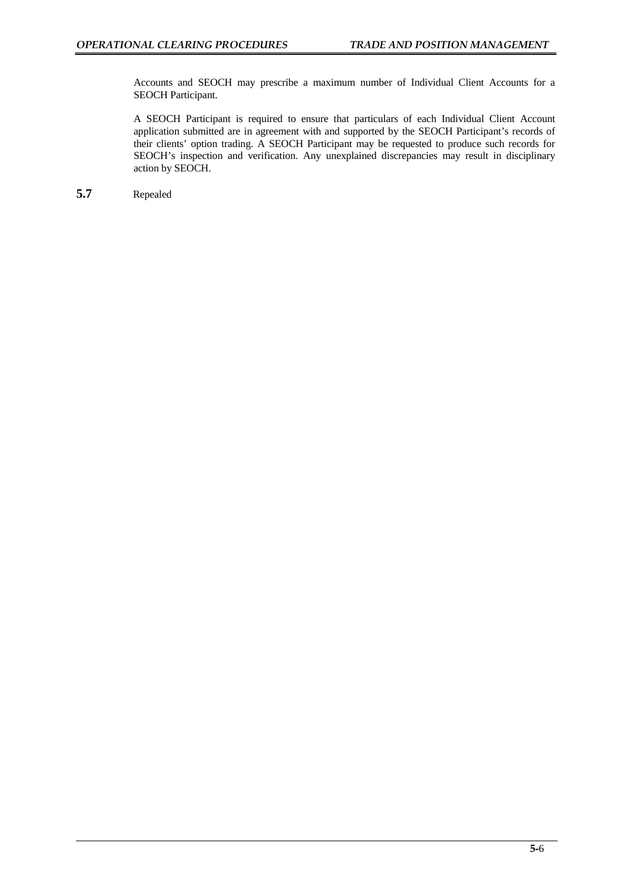Accounts and SEOCH may prescribe a maximum number of Individual Client Accounts for a SEOCH Participant.

A SEOCH Participant is required to ensure that particulars of each Individual Client Account application submitted are in agreement with and supported by the SEOCH Participant's records of their clients' option trading. A SEOCH Participant may be requested to produce such records for SEOCH's inspection and verification. Any unexplained discrepancies may result in disciplinary action by SEOCH.

**5.7** Repealed